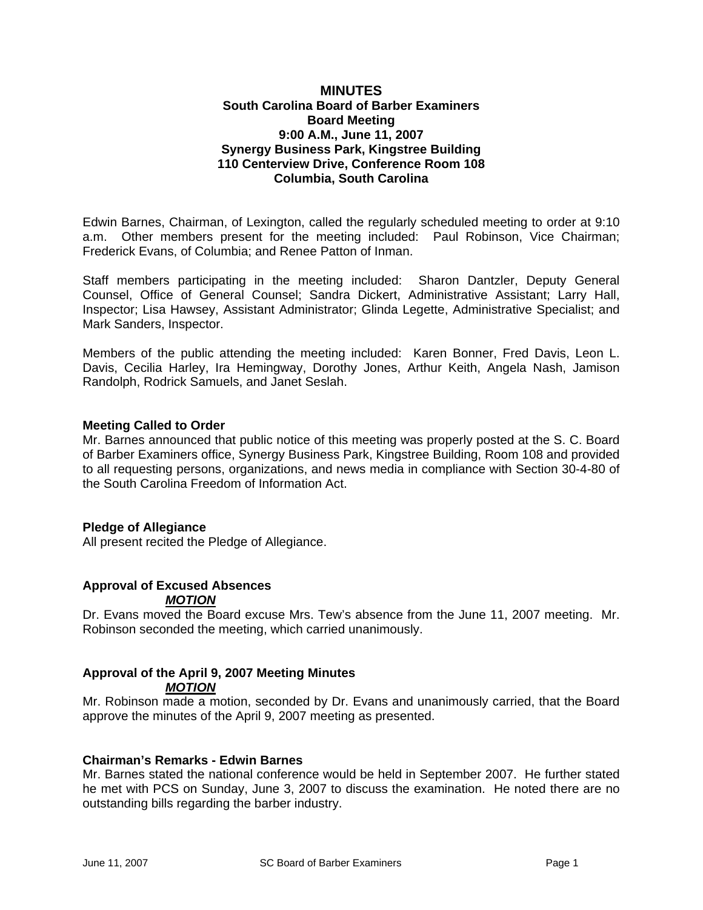# MINUTES

**South Carolina Board of Barber Examiners**
**Board Meeting**
**9:00 A.M., June 11, 2007**
**Synergy Business Park, Kingstree Building**
**110 Centerview Drive, Conference Room 108**
**Columbia, South Carolina**

Edwin Barnes, Chairman, of Lexington, called the regularly scheduled meeting to order at 9:10 a.m. Other members present for the meeting included: Paul Robinson, Vice Chairman; Frederick Evans, of Columbia; and Renee Patton of Inman.

Staff members participating in the meeting included: Sharon Dantzler, Deputy General Counsel, Office of General Counsel; Sandra Dickert, Administrative Assistant; Larry Hall, Inspector; Lisa Hawsey, Assistant Administrator; Glinda Legette, Administrative Specialist; and Mark Sanders, Inspector.

Members of the public attending the meeting included: Karen Bonner, Fred Davis, Leon L. Davis, Cecilia Harley, Ira Hemingway, Dorothy Jones, Arthur Keith, Angela Nash, Jamison Randolph, Rodrick Samuels, and Janet Seslah.

**Meeting Called to Order**

Mr. Barnes announced that public notice of this meeting was properly posted at the S. C. Board of Barber Examiners office, Synergy Business Park, Kingstree Building, Room 108 and provided to all requesting persons, organizations, and news media in compliance with Section 30-4-80 of the South Carolina Freedom of Information Act.

**Pledge of Allegiance**

All present recited the Pledge of Allegiance.

**Approval of Excused Absences**

***MOTION***

Dr. Evans moved the Board excuse Mrs. Tew's absence from the June 11, 2007 meeting. Mr. Robinson seconded the meeting, which carried unanimously.

**Approval of the April 9, 2007 Meeting Minutes**

***MOTION***

Mr. Robinson made a motion, seconded by Dr. Evans and unanimously carried, that the Board approve the minutes of the April 9, 2007 meeting as presented.

**Chairman's Remarks - Edwin Barnes**

Mr. Barnes stated the national conference would be held in September 2007. He further stated he met with PCS on Sunday, June 3, 2007 to discuss the examination. He noted there are no outstanding bills regarding the barber industry.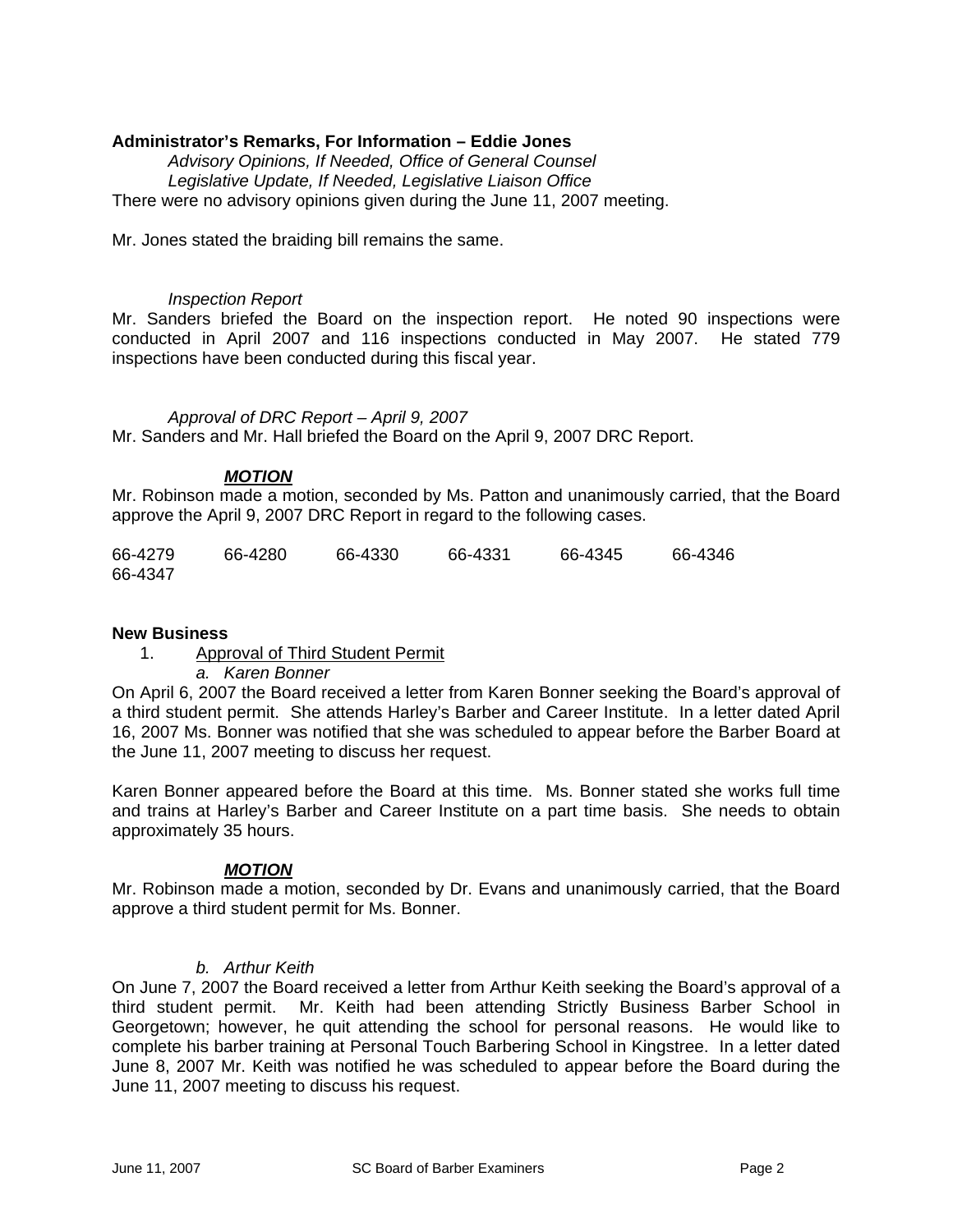**Administrator's Remarks, For Information – Eddie Jones**

*Advisory Opinions, If Needed, Office of General Counsel*

*Legislative Update, If Needed, Legislative Liaison Office*

There were no advisory opinions given during the June 11, 2007 meeting.

Mr. Jones stated the braiding bill remains the same.

*Inspection Report*

Mr. Sanders briefed the Board on the inspection report. He noted 90 inspections were conducted in April 2007 and 116 inspections conducted in May 2007. He stated 779 inspections have been conducted during this fiscal year.

*Approval of DRC Report – April 9, 2007*

Mr. Sanders and Mr. Hall briefed the Board on the April 9, 2007 DRC Report.

***MOTION***

Mr. Robinson made a motion, seconded by Ms. Patton and unanimously carried, that the Board approve the April 9, 2007 DRC Report in regard to the following cases.

66-4279 66-4280 66-4330 66-4331 66-4345 66-4346 66-4347

**New Business**

1. Approval of Third Student Permit
   *a. Karen Bonner*

On April 6, 2007 the Board received a letter from Karen Bonner seeking the Board's approval of a third student permit. She attends Harley's Barber and Career Institute. In a letter dated April 16, 2007 Ms. Bonner was notified that she was scheduled to appear before the Barber Board at the June 11, 2007 meeting to discuss her request.

Karen Bonner appeared before the Board at this time. Ms. Bonner stated she works full time and trains at Harley's Barber and Career Institute on a part time basis. She needs to obtain approximately 35 hours.

***MOTION***

Mr. Robinson made a motion, seconded by Dr. Evans and unanimously carried, that the Board approve a third student permit for Ms. Bonner.

*b. Arthur Keith*

On June 7, 2007 the Board received a letter from Arthur Keith seeking the Board's approval of a third student permit. Mr. Keith had been attending Strictly Business Barber School in Georgetown; however, he quit attending the school for personal reasons. He would like to complete his barber training at Personal Touch Barbering School in Kingstree. In a letter dated June 8, 2007 Mr. Keith was notified he was scheduled to appear before the Board during the June 11, 2007 meeting to discuss his request.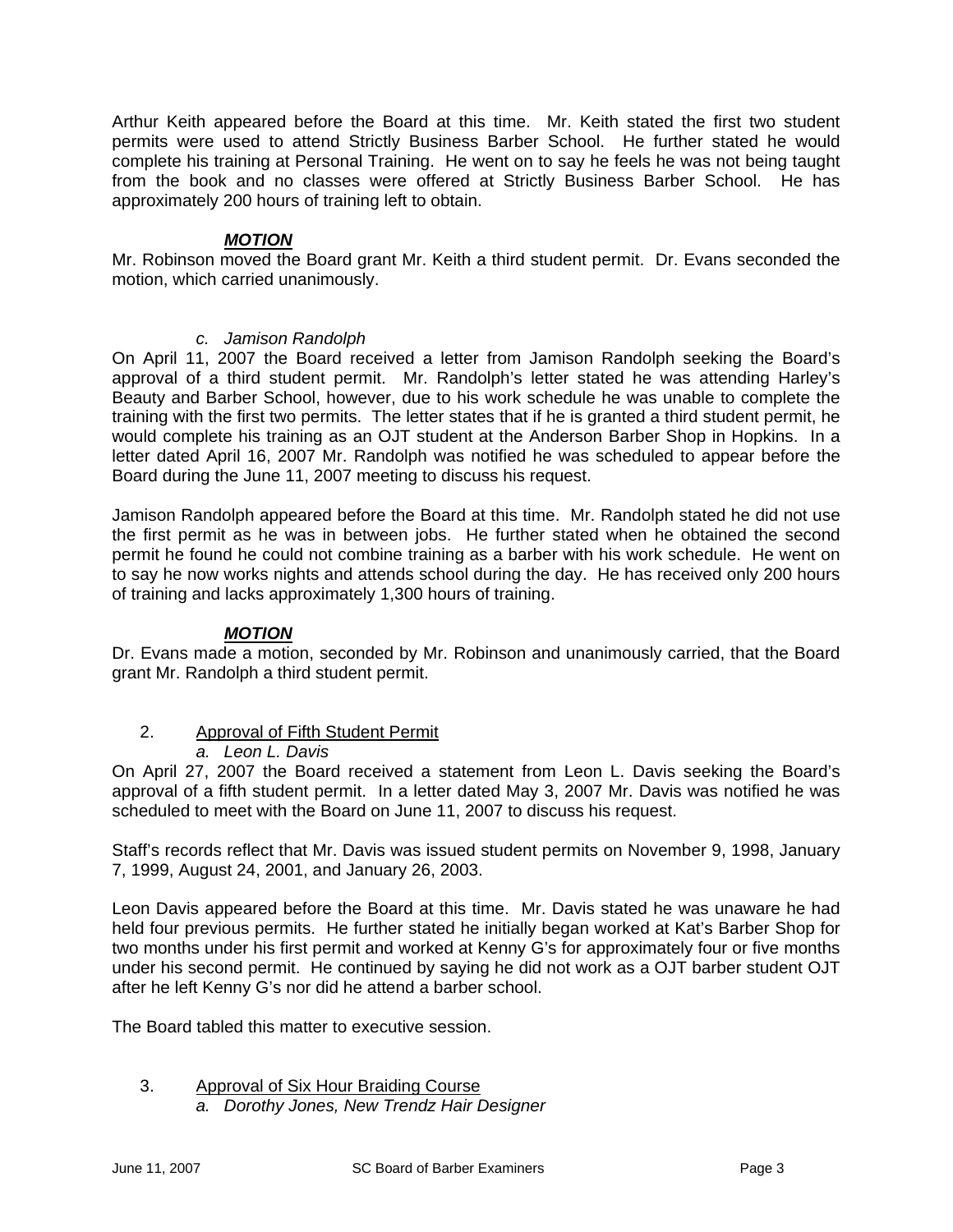Arthur Keith appeared before the Board at this time. Mr. Keith stated the first two student permits were used to attend Strictly Business Barber School. He further stated he would complete his training at Personal Training. He went on to say he feels he was not being taught from the book and no classes were offered at Strictly Business Barber School. He has approximately 200 hours of training left to obtain.

***MOTION***

Mr. Robinson moved the Board grant Mr. Keith a third student permit. Dr. Evans seconded the motion, which carried unanimously.

*c. Jamison Randolph*

On April 11, 2007 the Board received a letter from Jamison Randolph seeking the Board's approval of a third student permit. Mr. Randolph's letter stated he was attending Harley's Beauty and Barber School, however, due to his work schedule he was unable to complete the training with the first two permits. The letter states that if he is granted a third student permit, he would complete his training as an OJT student at the Anderson Barber Shop in Hopkins. In a letter dated April 16, 2007 Mr. Randolph was notified he was scheduled to appear before the Board during the June 11, 2007 meeting to discuss his request.

Jamison Randolph appeared before the Board at this time. Mr. Randolph stated he did not use the first permit as he was in between jobs. He further stated when he obtained the second permit he found he could not combine training as a barber with his work schedule. He went on to say he now works nights and attends school during the day. He has received only 200 hours of training and lacks approximately 1,300 hours of training.

***MOTION***

Dr. Evans made a motion, seconded by Mr. Robinson and unanimously carried, that the Board grant Mr. Randolph a third student permit.

2. Approval of Fifth Student Permit

*a. Leon L. Davis*

On April 27, 2007 the Board received a statement from Leon L. Davis seeking the Board's approval of a fifth student permit. In a letter dated May 3, 2007 Mr. Davis was notified he was scheduled to meet with the Board on June 11, 2007 to discuss his request.

Staff's records reflect that Mr. Davis was issued student permits on November 9, 1998, January 7, 1999, August 24, 2001, and January 26, 2003.

Leon Davis appeared before the Board at this time. Mr. Davis stated he was unaware he had held four previous permits. He further stated he initially began worked at Kat's Barber Shop for two months under his first permit and worked at Kenny G's for approximately four or five months under his second permit. He continued by saying he did not work as a OJT barber student OJT after he left Kenny G's nor did he attend a barber school.

The Board tabled this matter to executive session.

3. Approval of Six Hour Braiding Course

*a. Dorothy Jones, New Trendz Hair Designer*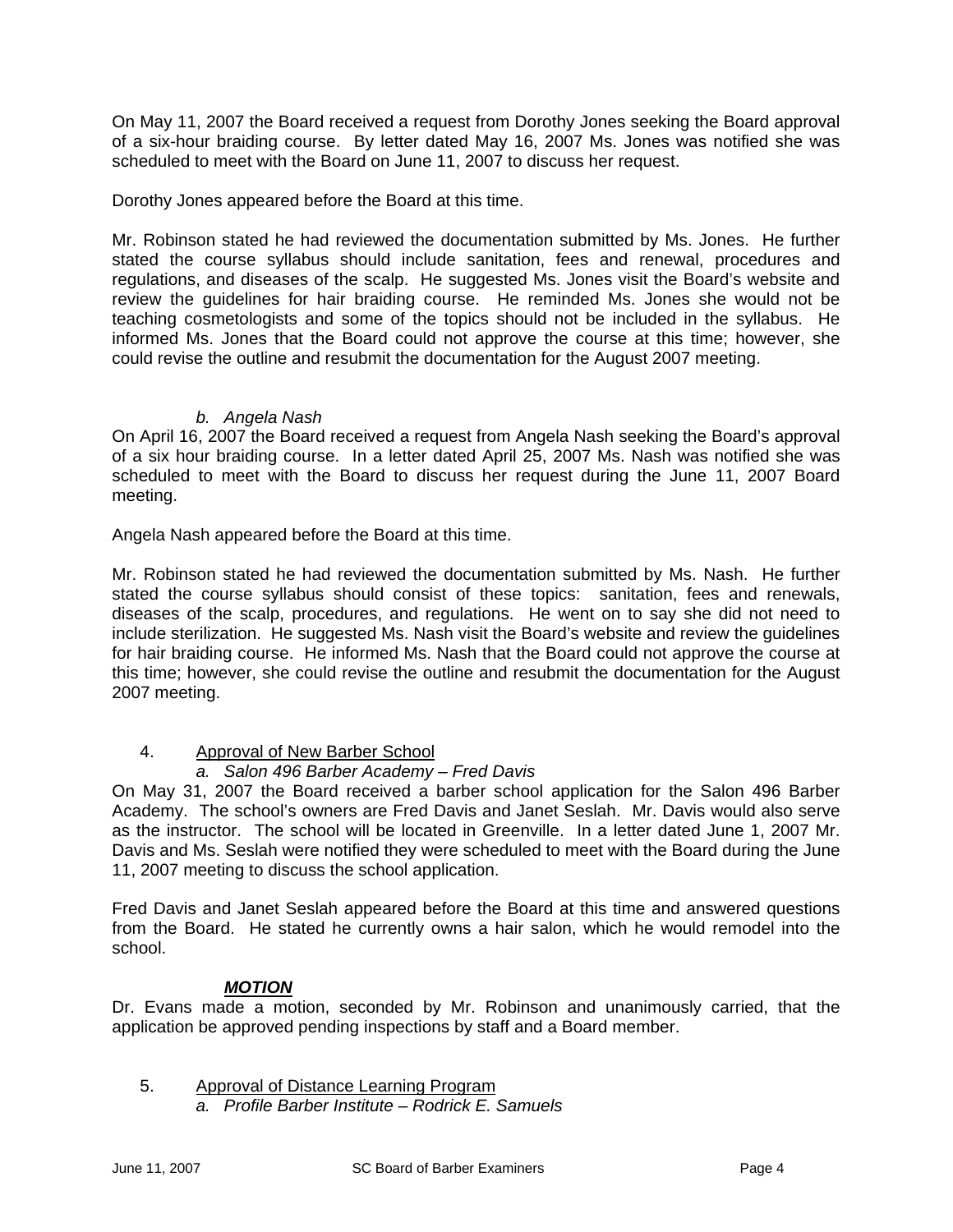On May 11, 2007 the Board received a request from Dorothy Jones seeking the Board approval of a six-hour braiding course. By letter dated May 16, 2007 Ms. Jones was notified she was scheduled to meet with the Board on June 11, 2007 to discuss her request.

Dorothy Jones appeared before the Board at this time.

Mr. Robinson stated he had reviewed the documentation submitted by Ms. Jones. He further stated the course syllabus should include sanitation, fees and renewal, procedures and regulations, and diseases of the scalp. He suggested Ms. Jones visit the Board's website and review the guidelines for hair braiding course. He reminded Ms. Jones she would not be teaching cosmetologists and some of the topics should not be included in the syllabus. He informed Ms. Jones that the Board could not approve the course at this time; however, she could revise the outline and resubmit the documentation for the August 2007 meeting.

*b. Angela Nash*

On April 16, 2007 the Board received a request from Angela Nash seeking the Board's approval of a six hour braiding course. In a letter dated April 25, 2007 Ms. Nash was notified she was scheduled to meet with the Board to discuss her request during the June 11, 2007 Board meeting.

Angela Nash appeared before the Board at this time.

Mr. Robinson stated he had reviewed the documentation submitted by Ms. Nash. He further stated the course syllabus should consist of these topics: sanitation, fees and renewals, diseases of the scalp, procedures, and regulations. He went on to say she did not need to include sterilization. He suggested Ms. Nash visit the Board's website and review the guidelines for hair braiding course. He informed Ms. Nash that the Board could not approve the course at this time; however, she could revise the outline and resubmit the documentation for the August 2007 meeting.

4. Approval of New Barber School

*a. Salon 496 Barber Academy – Fred Davis*

On May 31, 2007 the Board received a barber school application for the Salon 496 Barber Academy. The school's owners are Fred Davis and Janet Seslah. Mr. Davis would also serve as the instructor. The school will be located in Greenville. In a letter dated June 1, 2007 Mr. Davis and Ms. Seslah were notified they were scheduled to meet with the Board during the June 11, 2007 meeting to discuss the school application.

Fred Davis and Janet Seslah appeared before the Board at this time and answered questions from the Board. He stated he currently owns a hair salon, which he would remodel into the school.

***MOTION***

Dr. Evans made a motion, seconded by Mr. Robinson and unanimously carried, that the application be approved pending inspections by staff and a Board member.

5. Approval of Distance Learning Program

*a. Profile Barber Institute – Rodrick E. Samuels*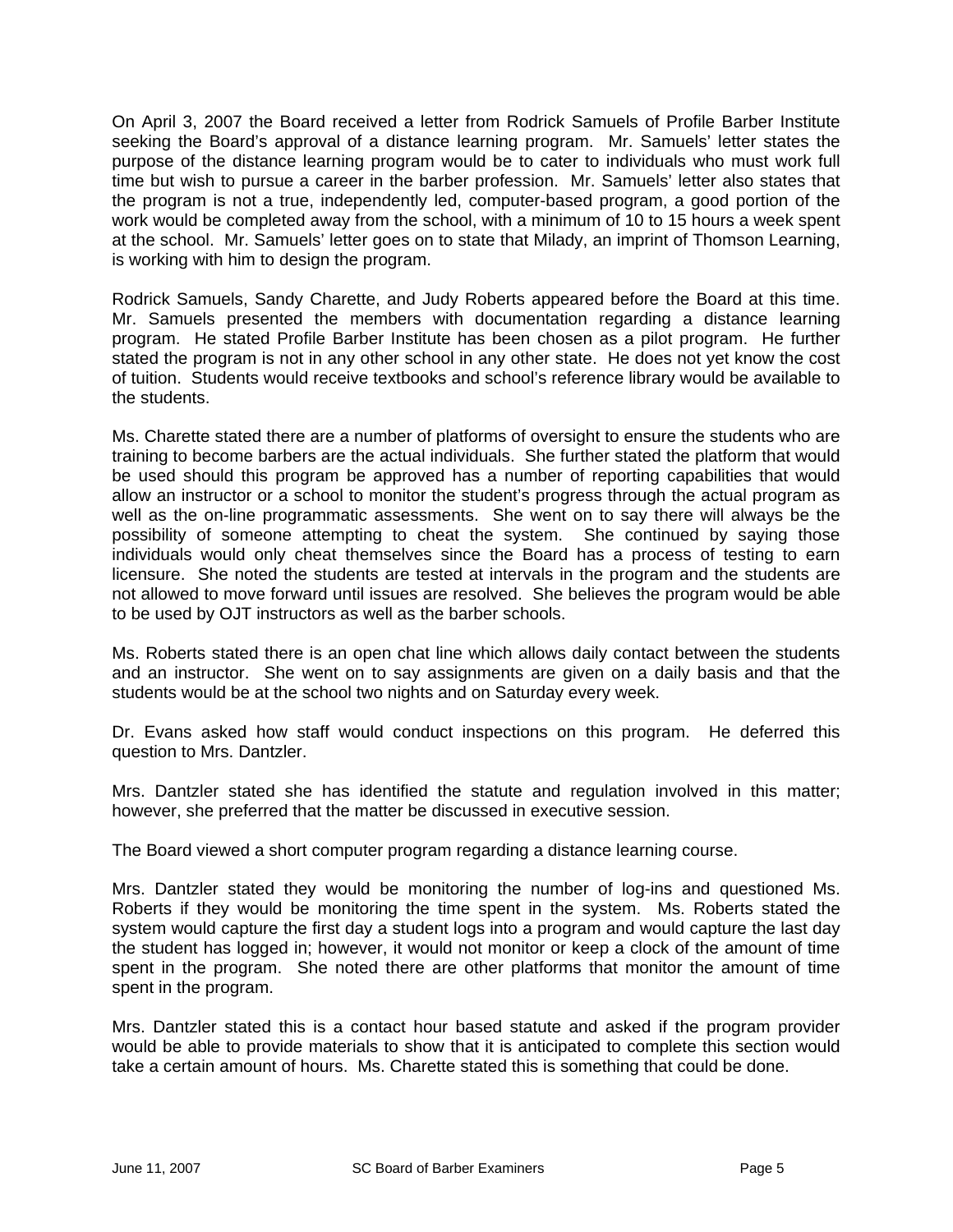On April 3, 2007 the Board received a letter from Rodrick Samuels of Profile Barber Institute seeking the Board's approval of a distance learning program. Mr. Samuels' letter states the purpose of the distance learning program would be to cater to individuals who must work full time but wish to pursue a career in the barber profession. Mr. Samuels' letter also states that the program is not a true, independently led, computer-based program, a good portion of the work would be completed away from the school, with a minimum of 10 to 15 hours a week spent at the school. Mr. Samuels' letter goes on to state that Milady, an imprint of Thomson Learning, is working with him to design the program.

Rodrick Samuels, Sandy Charette, and Judy Roberts appeared before the Board at this time. Mr. Samuels presented the members with documentation regarding a distance learning program. He stated Profile Barber Institute has been chosen as a pilot program. He further stated the program is not in any other school in any other state. He does not yet know the cost of tuition. Students would receive textbooks and school's reference library would be available to the students.

Ms. Charette stated there are a number of platforms of oversight to ensure the students who are training to become barbers are the actual individuals. She further stated the platform that would be used should this program be approved has a number of reporting capabilities that would allow an instructor or a school to monitor the student's progress through the actual program as well as the on-line programmatic assessments. She went on to say there will always be the possibility of someone attempting to cheat the system. She continued by saying those individuals would only cheat themselves since the Board has a process of testing to earn licensure. She noted the students are tested at intervals in the program and the students are not allowed to move forward until issues are resolved. She believes the program would be able to be used by OJT instructors as well as the barber schools.

Ms. Roberts stated there is an open chat line which allows daily contact between the students and an instructor. She went on to say assignments are given on a daily basis and that the students would be at the school two nights and on Saturday every week.

Dr. Evans asked how staff would conduct inspections on this program. He deferred this question to Mrs. Dantzler.

Mrs. Dantzler stated she has identified the statute and regulation involved in this matter; however, she preferred that the matter be discussed in executive session.

The Board viewed a short computer program regarding a distance learning course.

Mrs. Dantzler stated they would be monitoring the number of log-ins and questioned Ms. Roberts if they would be monitoring the time spent in the system. Ms. Roberts stated the system would capture the first day a student logs into a program and would capture the last day the student has logged in; however, it would not monitor or keep a clock of the amount of time spent in the program. She noted there are other platforms that monitor the amount of time spent in the program.

Mrs. Dantzler stated this is a contact hour based statute and asked if the program provider would be able to provide materials to show that it is anticipated to complete this section would take a certain amount of hours. Ms. Charette stated this is something that could be done.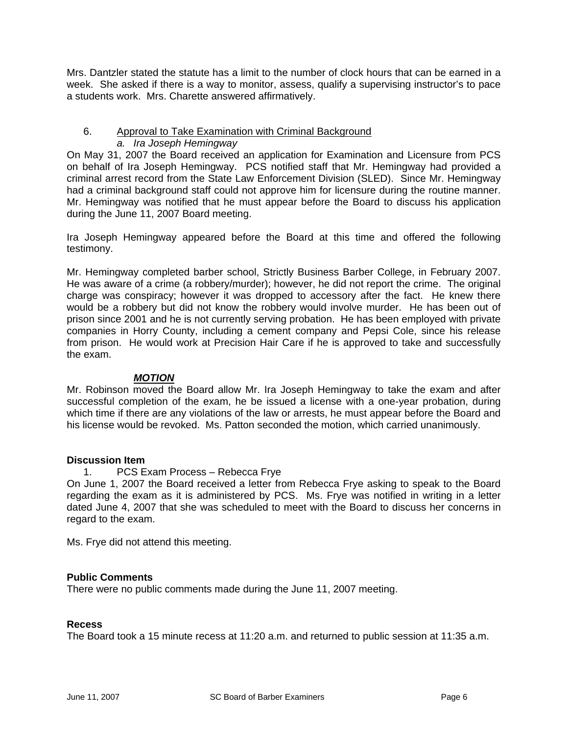Mrs. Dantzler stated the statute has a limit to the number of clock hours that can be earned in a week. She asked if there is a way to monitor, assess, qualify a supervising instructor's to pace a students work. Mrs. Charette answered affirmatively.

6. Approval to Take Examination with Criminal Background

*a. Ira Joseph Hemingway*

On May 31, 2007 the Board received an application for Examination and Licensure from PCS on behalf of Ira Joseph Hemingway. PCS notified staff that Mr. Hemingway had provided a criminal arrest record from the State Law Enforcement Division (SLED). Since Mr. Hemingway had a criminal background staff could not approve him for licensure during the routine manner. Mr. Hemingway was notified that he must appear before the Board to discuss his application during the June 11, 2007 Board meeting.

Ira Joseph Hemingway appeared before the Board at this time and offered the following testimony.

Mr. Hemingway completed barber school, Strictly Business Barber College, in February 2007. He was aware of a crime (a robbery/murder); however, he did not report the crime. The original charge was conspiracy; however it was dropped to accessory after the fact. He knew there would be a robbery but did not know the robbery would involve murder. He has been out of prison since 2001 and he is not currently serving probation. He has been employed with private companies in Horry County, including a cement company and Pepsi Cole, since his release from prison. He would work at Precision Hair Care if he is approved to take and successfully the exam.

***MOTION***

Mr. Robinson moved the Board allow Mr. Ira Joseph Hemingway to take the exam and after successful completion of the exam, he be issued a license with a one-year probation, during which time if there are any violations of the law or arrests, he must appear before the Board and his license would be revoked. Ms. Patton seconded the motion, which carried unanimously.

**Discussion Item**

1. PCS Exam Process – Rebecca Frye

On June 1, 2007 the Board received a letter from Rebecca Frye asking to speak to the Board regarding the exam as it is administered by PCS. Ms. Frye was notified in writing in a letter dated June 4, 2007 that she was scheduled to meet with the Board to discuss her concerns in regard to the exam.

Ms. Frye did not attend this meeting.

**Public Comments**

There were no public comments made during the June 11, 2007 meeting.

**Recess**

The Board took a 15 minute recess at 11:20 a.m. and returned to public session at 11:35 a.m.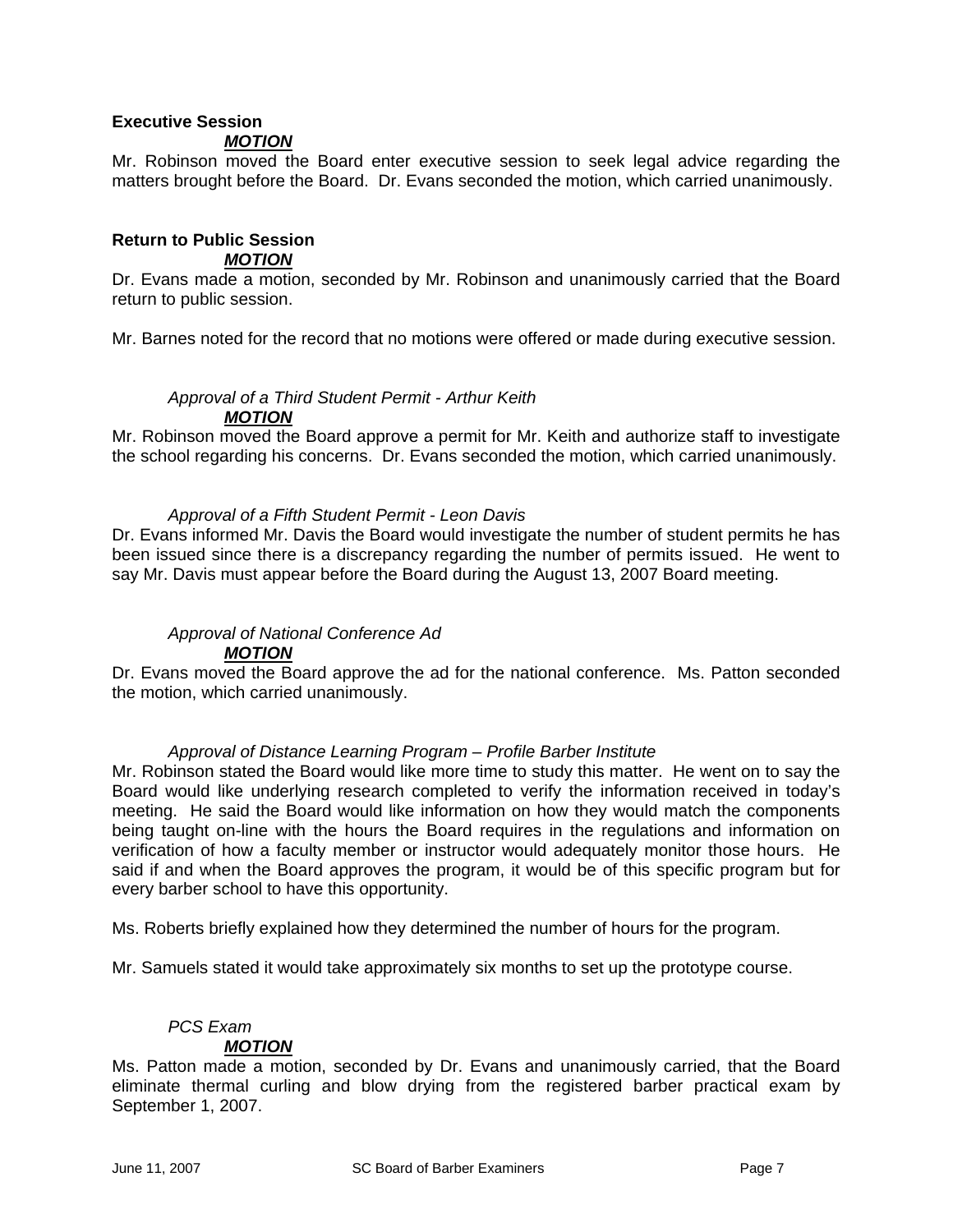**Executive Session**

***MOTION***

Mr. Robinson moved the Board enter executive session to seek legal advice regarding the matters brought before the Board. Dr. Evans seconded the motion, which carried unanimously.

**Return to Public Session**

***MOTION***

Dr. Evans made a motion, seconded by Mr. Robinson and unanimously carried that the Board return to public session.

Mr. Barnes noted for the record that no motions were offered or made during executive session.

*Approval of a Third Student Permit - Arthur Keith*

***MOTION***

Mr. Robinson moved the Board approve a permit for Mr. Keith and authorize staff to investigate the school regarding his concerns. Dr. Evans seconded the motion, which carried unanimously.

*Approval of a Fifth Student Permit - Leon Davis*

Dr. Evans informed Mr. Davis the Board would investigate the number of student permits he has been issued since there is a discrepancy regarding the number of permits issued. He went to say Mr. Davis must appear before the Board during the August 13, 2007 Board meeting.

*Approval of National Conference Ad*

***MOTION***

Dr. Evans moved the Board approve the ad for the national conference. Ms. Patton seconded the motion, which carried unanimously.

*Approval of Distance Learning Program – Profile Barber Institute*

Mr. Robinson stated the Board would like more time to study this matter. He went on to say the Board would like underlying research completed to verify the information received in today's meeting. He said the Board would like information on how they would match the components being taught on-line with the hours the Board requires in the regulations and information on verification of how a faculty member or instructor would adequately monitor those hours. He said if and when the Board approves the program, it would be of this specific program but for every barber school to have this opportunity.

Ms. Roberts briefly explained how they determined the number of hours for the program.

Mr. Samuels stated it would take approximately six months to set up the prototype course.

*PCS Exam*

***MOTION***

Ms. Patton made a motion, seconded by Dr. Evans and unanimously carried, that the Board eliminate thermal curling and blow drying from the registered barber practical exam by September 1, 2007.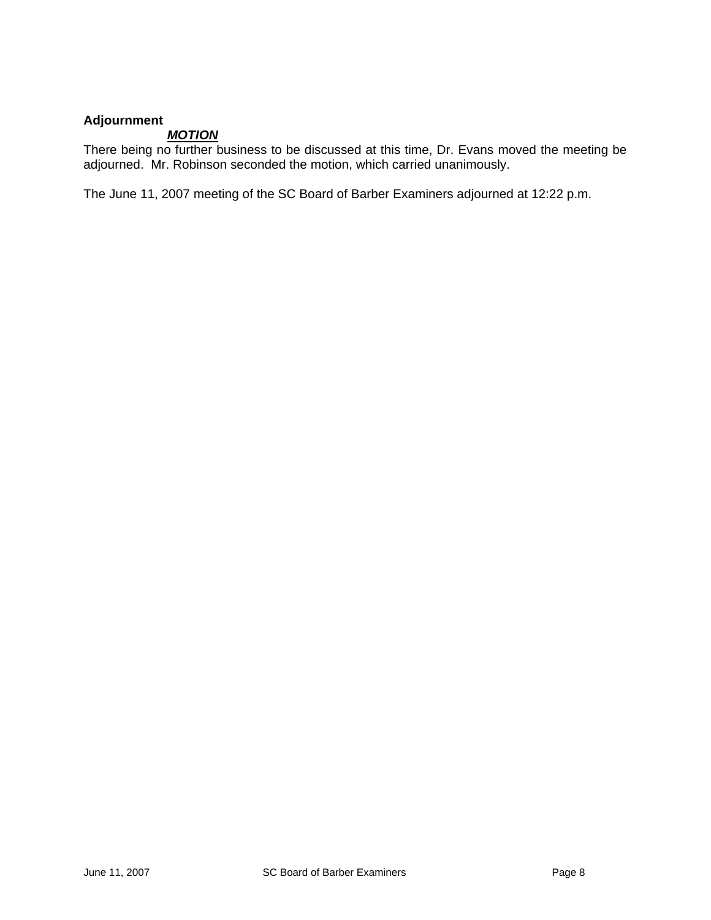**Adjournment**

***MOTION***

There being no further business to be discussed at this time, Dr. Evans moved the meeting be adjourned. Mr. Robinson seconded the motion, which carried unanimously.

The June 11, 2007 meeting of the SC Board of Barber Examiners adjourned at 12:22 p.m.